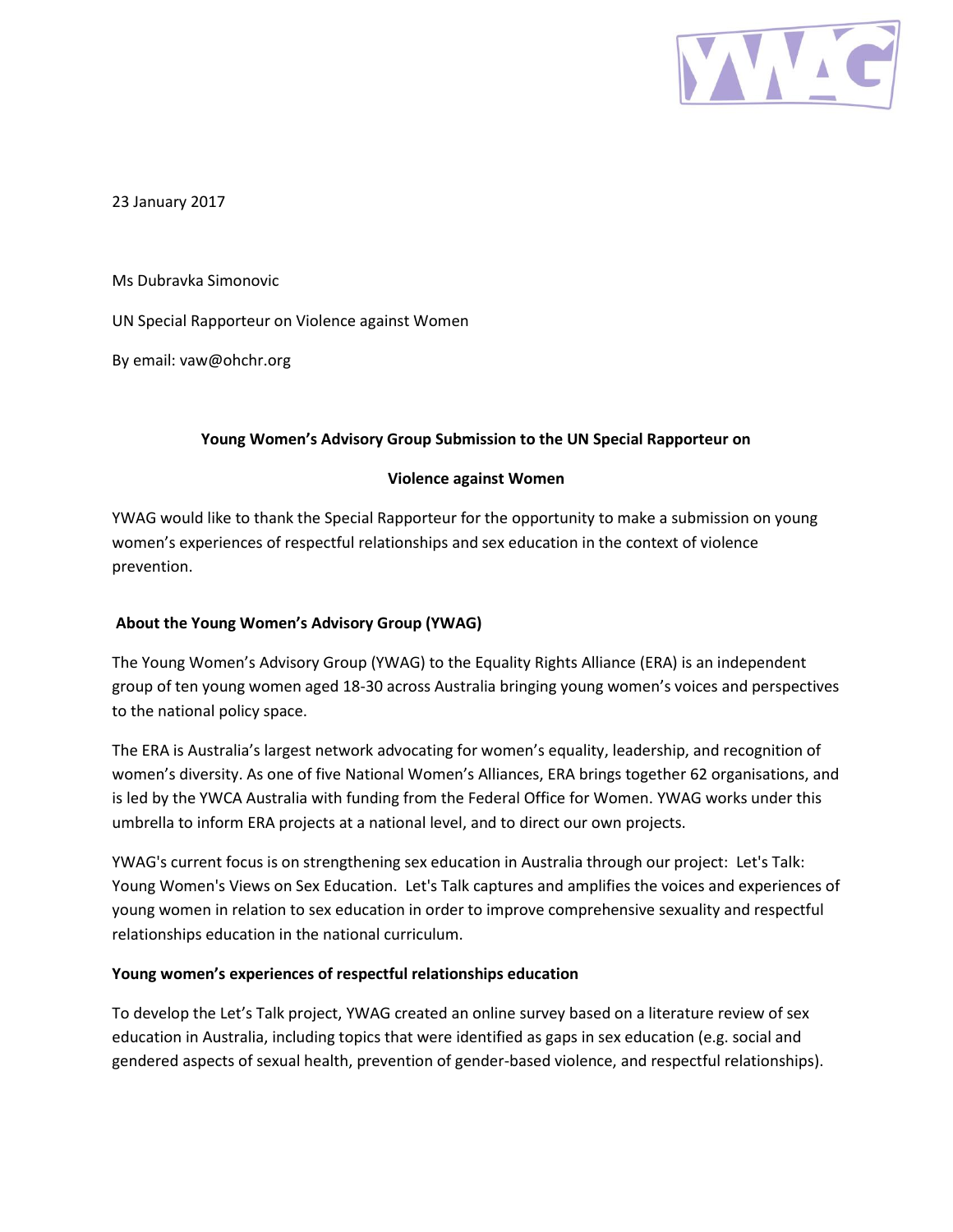23 January 2017

Ms Dubravka Simonovic

UN Special Rapporteur on Violence against Women

By email: vaw@ohchr.org

## Young Women's Advisory Group Submission to the UN Special Rapporteur on Violence against Women

YWAG would like to thank the Special Rapporteur for the opportunity to make a submission on young women's experiences of respectful relationships and sex education in the context of violence prevention.

### About the Young Women's Advisory Group (YWAG)

The Young Women's Advisory Group (YWAG) to the Equality Rights Alliance (ERA) is an independent group of ten young women aged 18-30 across Australia bringing young women's voices and perspectives to the national policy space.

The ERA is Australia's largest network advocating for women's equality, leadership, and recognition of women's diversity. As one of five National Women's Alliances, ERA brings together 62 organisations, and is led by the YWCA Australia with funding from the Federal Office for Women. YWAG works under this umbrella to inform ERA projects at a national level, and to direct our own projects.

YWAG's current focus is on strengthening sex education in Australia through our project: Let's Talk: Young Women's Views on Sex Education. Let's Talk captures and amplifies the voices and experiences of young women in relation to sex education in order to improve comprehensive sexuality and respectful relationships education in the national curriculum.

### Young women's experiences of respectful relationships education

To develop the Let's Talk project, YWAG created an online survey based on a literature review of sex education in Australia, including topics that were identified as gaps in sex education (e.g. social and gendered aspects of sexual health, prevention of gender-based violence, and respectful relationships).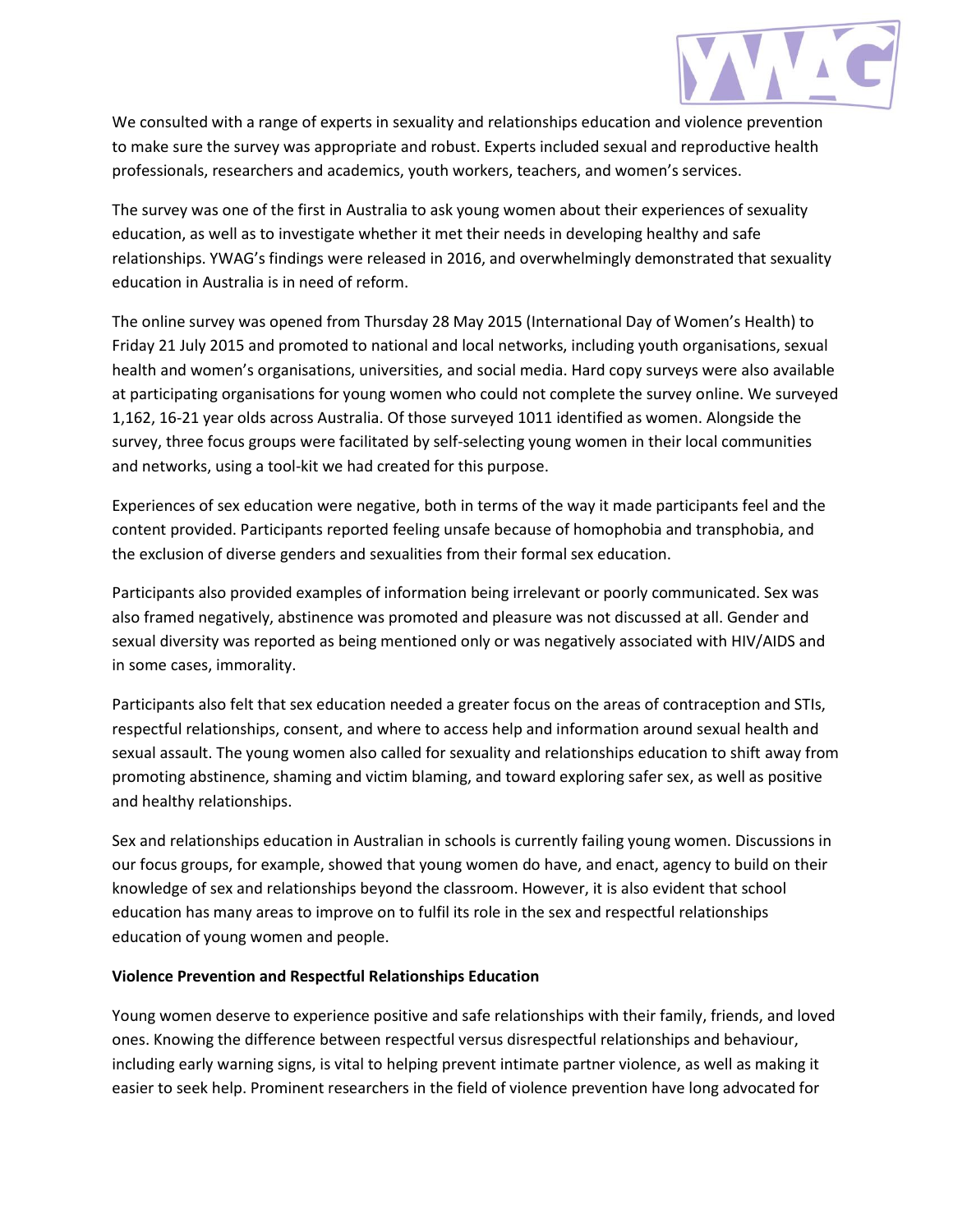We consulted with a range of experts in sexuality and relationships education and violence prevention to make sure the survey was appropriate and robust. Experts included sexual and reproductive health professionals, researchers and academics, youth workers, teachers, and women's services.

The survey was one of the first in Australia to ask young women about their experiences of sexuality education, as well as to investigate whether it met their needs in developing healthy and safe relationships. YWAG's findings were released in 2016, and overwhelmingly demonstrated that sexuality education in Australia is in need of reform.

The online survey was opened from Thursday 28 May 2015 (International Day of Women's Health) to Friday 21 July 2015 and promoted to national and local networks, including youth organisations, sexual health and women's organisations, universities, and social media. Hard copy surveys were also available at participating organisations for young women who could not complete the survey online. We surveyed 1,162, 16-21 year olds across Australia. Of those surveyed 1011 identified as women. Alongside the survey, three focus groups were facilitated by self-selecting young women in their local communities and networks, using a tool-kit we had created for this purpose.

Experiences of sex education were negative, both in terms of the way it made participants feel and the content provided. Participants reported feeling unsafe because of homophobia and transphobia, and the exclusion of diverse genders and sexualities from their formal sex education.

Participants also provided examples of information being irrelevant or poorly communicated. Sex was also framed negatively, abstinence was promoted and pleasure was not discussed at all. Gender and sexual diversity was reported as being mentioned only or was negatively associated with HIV/AIDS and in some cases, immorality.

Participants also felt that sex education needed a greater focus on the areas of contraception and STIs, respectful relationships, consent, and where to access help and information around sexual health and sexual assault. The young women also called for sexuality and relationships education to shift away from promoting abstinence, shaming and victim blaming, and toward exploring safer sex, as well as positive and healthy relationships.

Sex and relationships education in Australian in schools is currently failing young women. Discussions in our focus groups, for example, showed that young women do have, and enact, agency to build on their knowledge of sex and relationships beyond the classroom. However, it is also evident that school education has many areas to improve on to fulfil its role in the sex and respectful relationships education of young women and people.

**Violence Prevention and Respectful Relationships Education**

Young women deserve to experience positive and safe relationships with their family, friends, and loved ones. Knowing the difference between respectful versus disrespectful relationships and behaviour, including early warning signs, is vital to helping prevent intimate partner violence, as well as making it easier to seek help. Prominent researchers in the field of violence prevention have long advocated for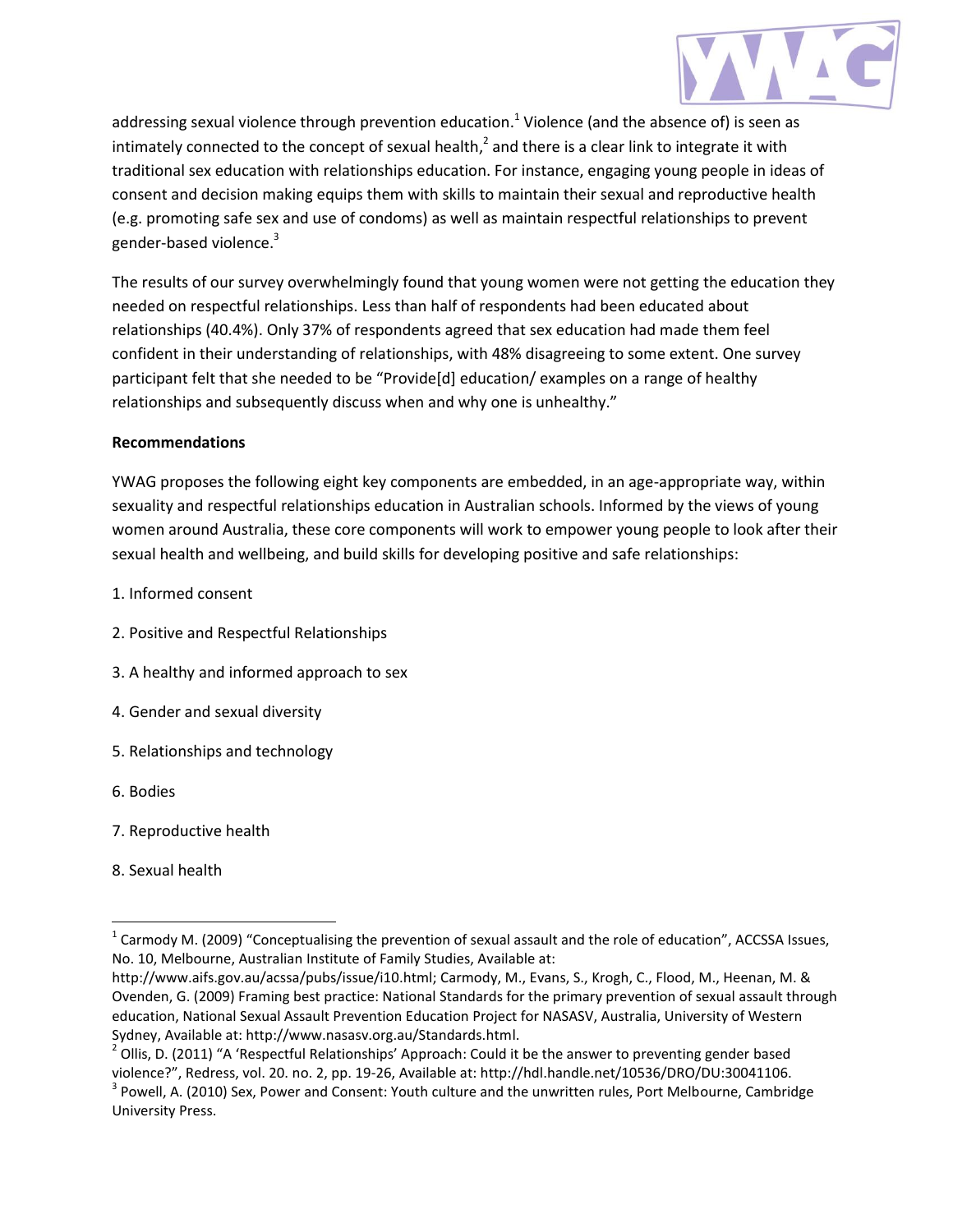addressing sexual violence through prevention education.[1] Violence (and the absence of) is seen as intimately connected to the concept of sexual health,[2] and there is a clear link to integrate it with traditional sex education with relationships education. For instance, engaging young people in ideas of consent and decision making equips them with skills to maintain their sexual and reproductive health (e.g. promoting safe sex and use of condoms) as well as maintain respectful relationships to prevent gender-based violence.[3]

The results of our survey overwhelmingly found that young women were not getting the education they needed on respectful relationships. Less than half of respondents had been educated about relationships (40.4%). Only 37% of respondents agreed that sex education had made them feel confident in their understanding of relationships, with 48% disagreeing to some extent. One survey participant felt that she needed to be "Provide[d] education/ examples on a range of healthy relationships and subsequently discuss when and why one is unhealthy."

**Recommendations**

YWAG proposes the following eight key components are embedded, in an age-appropriate way, within sexuality and respectful relationships education in Australian schools. Informed by the views of young women around Australia, these core components will work to empower young people to look after their sexual health and wellbeing, and build skills for developing positive and safe relationships:

1. Informed consent
2. Positive and Respectful Relationships
3. A healthy and informed approach to sex
4. Gender and sexual diversity
5. Relationships and technology
6. Bodies
7. Reproductive health
8. Sexual health

---

[1] Carmody M. (2009) "Conceptualising the prevention of sexual assault and the role of education", ACCSSA Issues, No. 10, Melbourne, Australian Institute of Family Studies, Available at: http://www.aifs.gov.au/acssa/pubs/issue/i10.html; Carmody, M., Evans, S., Krogh, C., Flood, M., Heenan, M. & Ovenden, G. (2009) Framing best practice: National Standards for the primary prevention of sexual assault through education, National Sexual Assault Prevention Education Project for NASASV, Australia, University of Western Sydney, Available at: http://www.nasasv.org.au/Standards.html.

[2] Ollis, D. (2011) "A 'Respectful Relationships' Approach: Could it be the answer to preventing gender based violence?", Redress, vol. 20. no. 2, pp. 19-26, Available at: http://hdl.handle.net/10536/DRO/DU:30041106.

[3] Powell, A. (2010) Sex, Power and Consent: Youth culture and the unwritten rules, Port Melbourne, Cambridge University Press.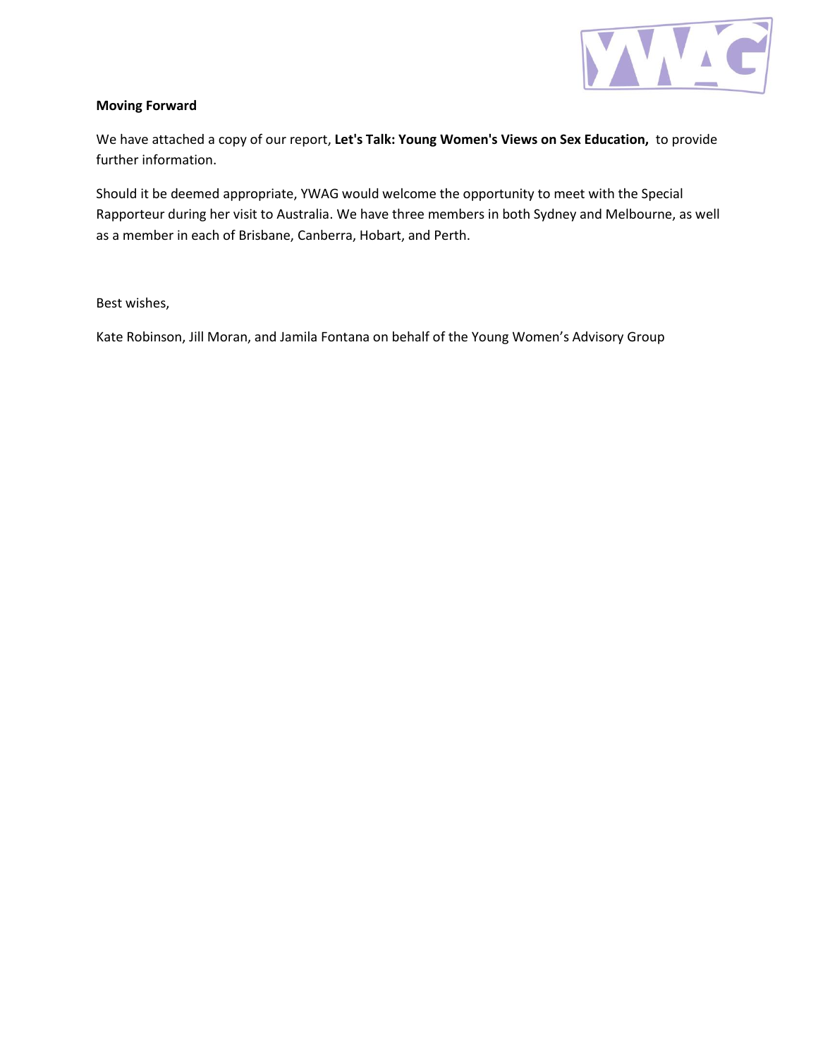**Moving Forward**

We have attached a copy of our report, **Let's Talk: Young Women's Views on Sex Education,** to provide further information.

Should it be deemed appropriate, YWAG would welcome the opportunity to meet with the Special Rapporteur during her visit to Australia. We have three members in both Sydney and Melbourne, as well as a member in each of Brisbane, Canberra, Hobart, and Perth.

Best wishes,

Kate Robinson, Jill Moran, and Jamila Fontana on behalf of the Young Women's Advisory Group